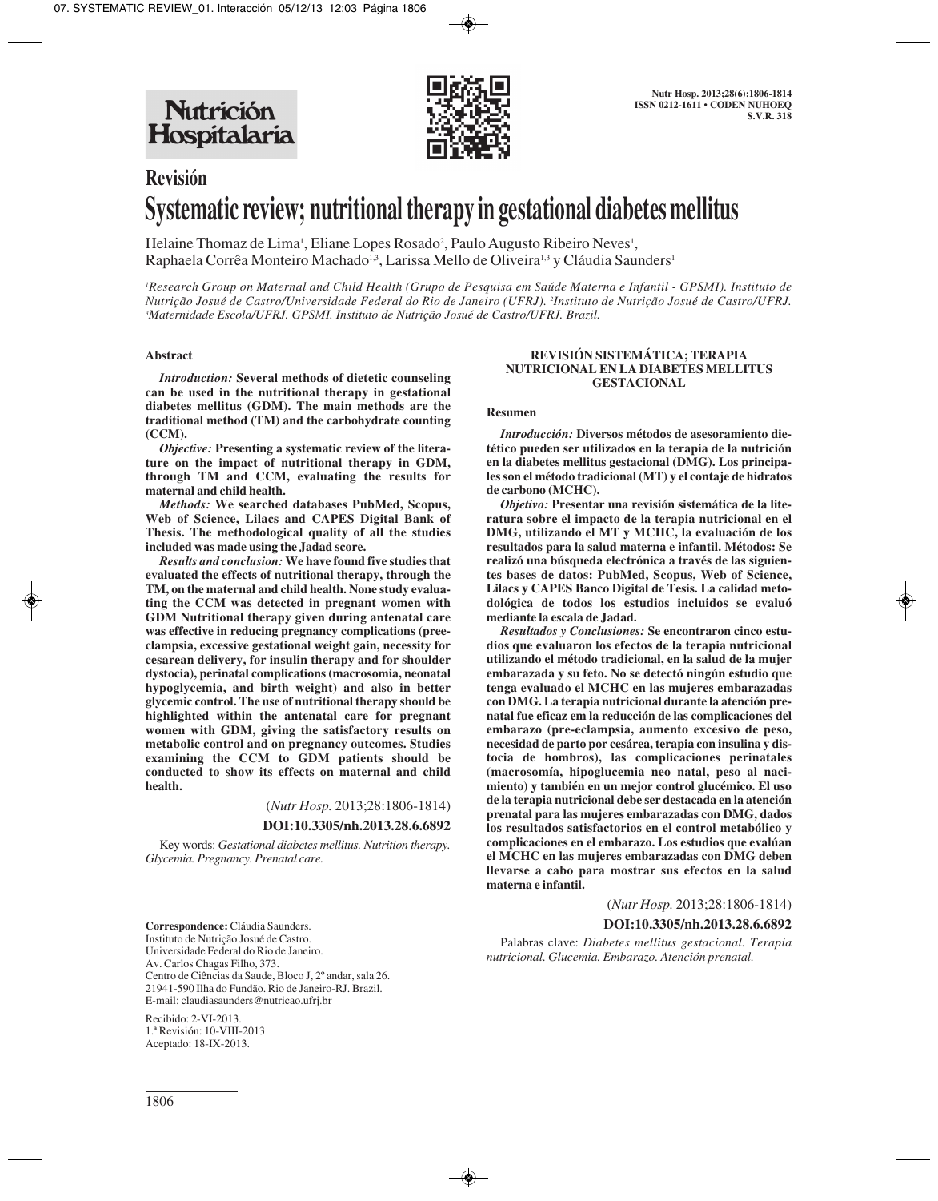# Revisión

# Systematic review; nutritional therapy in gestational diabetes mellitus

Helaine Thomaz de Lima[1], Eliane Lopes Rosado[2], Paulo Augusto Ribeiro Neves[1], Raphaela Corrêa Monteiro Machado[1,3], Larissa Mello de Oliveira[1,3] y Cláudia Saunders[1]

*[1]Research Group on Maternal and Child Health (Grupo de Pesquisa em Saúde Materna e Infantil - GPSMI). Instituto de Nutrição Josué de Castro/Universidade Federal do Rio de Janeiro (UFRJ). [2]Instituto de Nutrição Josué de Castro/UFRJ. [3]Maternidade Escola/UFRJ. GPSMI. Instituto de Nutrição Josué de Castro/UFRJ. Brazil.*

## Abstract

***Introduction:*** **Several methods of dietetic counseling can be used in the nutritional therapy in gestational diabetes mellitus (GDM). The main methods are the traditional method (TM) and the carbohydrate counting (CCM).**

***Objective:*** **Presenting a systematic review of the literature on the impact of nutritional therapy in GDM, through TM and CCM, evaluating the results for maternal and child health.**

***Methods:*** **We searched databases PubMed, Scopus, Web of Science, Lilacs and CAPES Digital Bank of Thesis. The methodological quality of all the studies included was made using the Jadad score.**

***Results and conclusion:*** **We have found five studies that evaluated the effects of nutritional therapy, through the TM, on the maternal and child health. None study evaluating the CCM was detected in pregnant women with GDM Nutritional therapy given during antenatal care was effective in reducing pregnancy complications (preeclampsia, excessive gestational weight gain, necessity for cesarean delivery, for insulin therapy and for shoulder dystocia), perinatal complications (macrosomia, neonatal hypoglycemia, and birth weight) and also in better glycemic control. The use of nutritional therapy should be highlighted within the antenatal care for pregnant women with GDM, giving the satisfactory results on metabolic control and on pregnancy outcomes. Studies examining the CCM to GDM patients should be conducted to show its effects on maternal and child health.**

(*Nutr Hosp.* 2013;28:1806-1814)

**DOI:10.3305/nh.2013.28.6.6892**

Key words: *Gestational diabetes mellitus. Nutrition therapy. Glycemia. Pregnancy. Prenatal care.*

**Correspondence:** Cláudia Saunders.
Instituto de Nutrição Josué de Castro.
Universidade Federal do Rio de Janeiro.
Av. Carlos Chagas Filho, 373.
Centro de Ciências da Saude, Bloco J, 2º andar, sala 26.
21941-590 Ilha do Fundão. Rio de Janeiro-RJ. Brazil.
E-mail: claudiasaunders@nutricao.ufrj.br

Recibido: 2-VI-2013.
1.ª Revisión: 10-VIII-2013
Aceptado: 18-IX-2013.

## REVISIÓN SISTEMÁTICA; TERAPIA NUTRICIONAL EN LA DIABETES MELLITUS GESTACIONAL

### Resumen

***Introducción:*** **Diversos métodos de asesoramiento dietético pueden ser utilizados en la terapia de la nutrición en la diabetes mellitus gestacional (DMG). Los principales son el método tradicional (MT) y el contaje de hidratos de carbono (MCHC).**

***Objetivo:*** **Presentar una revisión sistemática de la literatura sobre el impacto de la terapia nutricional en el DMG, utilizando el MT y MCHC, la evaluación de los resultados para la salud materna e infantil. Métodos: Se realizó una búsqueda electrónica a través de las siguientes bases de datos: PubMed, Scopus, Web of Science, Lilacs y CAPES Banco Digital de Tesis. La calidad metodológica de todos los estudios incluidos se evaluó mediante la escala de Jadad.**

***Resultados y Conclusiones:*** **Se encontraron cinco estudios que evaluaron los efectos de la terapia nutricional utilizando el método tradicional, en la salud de la mujer embarazada y su feto. No se detectó ningún estudio que tenga evaluado el MCHC en las mujeres embarazadas con DMG. La terapia nutricional durante la atención prenatal fue eficaz em la reducción de las complicaciones del embarazo (pre-eclampsia, aumento excesivo de peso, necesidad de parto por cesárea, terapia con insulina y distocia de hombros), las complicaciones perinatales (macrosomía, hipoglucemia neo natal, peso al nacimiento) y también en un mejor control glucémico. El uso de la terapia nutricional debe ser destacada en la atención prenatal para las mujeres embarazadas con DMG, dados los resultados satisfactorios en el control metabólico y complicaciones en el embarazo. Los estudios que evalúan el MCHC en las mujeres embarazadas con DMG deben llevarse a cabo para mostrar sus efectos en la salud materna e infantil.**

(*Nutr Hosp.* 2013;28:1806-1814)

**DOI:10.3305/nh.2013.28.6.6892**

Palabras clave: *Diabetes mellitus gestacional. Terapia nutricional. Glucemia. Embarazo. Atención prenatal.*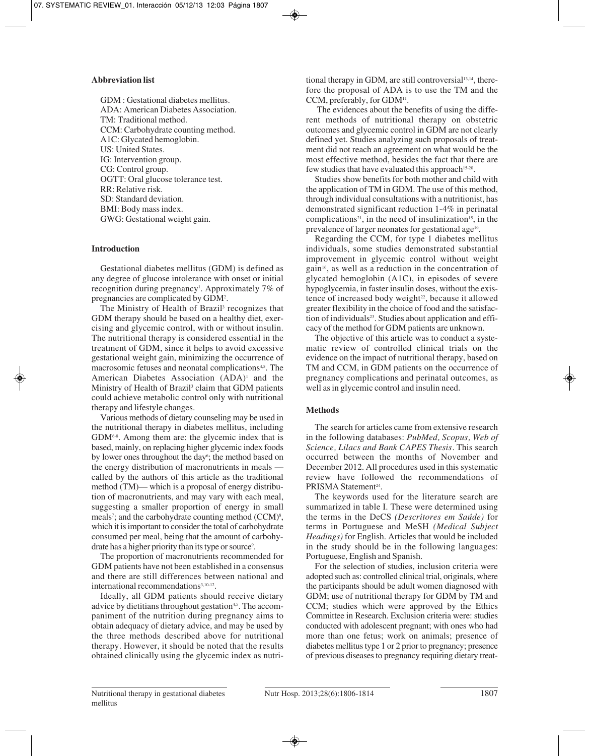**Abbreviation list**

GDM : Gestational diabetes mellitus.
ADA: American Diabetes Association.
TM: Traditional method.
CCM: Carbohydrate counting method.
A1C: Glycated hemoglobin.
US: United States.
IG: Intervention group.
CG: Control group.
OGTT: Oral glucose tolerance test.
RR: Relative risk.
SD: Standard deviation.
BMI: Body mass index.
GWG: Gestational weight gain.

## Introduction

Gestational diabetes mellitus (GDM) is defined as any degree of glucose intolerance with onset or initial recognition during pregnancy[1]. Approximately 7% of pregnancies are complicated by GDM[2].

The Ministry of Health of Brazil[3] recognizes that GDM therapy should be based on a healthy diet, exercising and glycemic control, with or without insulin. The nutritional therapy is considered essential in the treatment of GDM, since it helps to avoid excessive gestational weight gain, minimizing the occurrence of macrosomic fetuses and neonatal complications[4,5]. The American Diabetes Association (ADA)[1] and the Ministry of Health of Brazil[3] claim that GDM patients could achieve metabolic control only with nutritional therapy and lifestyle changes.

Various methods of dietary counseling may be used in the nutritional therapy in diabetes mellitus, including GDM[6-8]. Among them are: the glycemic index that is based, mainly, on replacing higher glycemic index foods by lower ones throughout the day[6]; the method based on the energy distribution of macronutrients in meals — called by the authors of this article as the traditional method (TM)— which is a proposal of energy distribution of macronutrients, and may vary with each meal, suggesting a smaller proportion of energy in small meals[7]; and the carbohydrate counting method (CCM)[8], which it is important to consider the total of carbohydrate consumed per meal, being that the amount of carbohydrate has a higher priority than its type or source[9].

The proportion of macronutrients recommended for GDM patients have not been established in a consensus and there are still differences between national and international recommendations[3,10-12].

Ideally, all GDM patients should receive dietary advice by dietitians throughout gestation[4,5]. The accompaniment of the nutrition during pregnancy aims to obtain adequacy of dietary advice, and may be used by the three methods described above for nutritional therapy. However, it should be noted that the results obtained clinically using the glycemic index as nutritional therapy in GDM, are still controversial[13,14], therefore the proposal of ADA is to use the TM and the CCM, preferably, for GDM[11].

The evidences about the benefits of using the different methods of nutritional therapy on obstetric outcomes and glycemic control in GDM are not clearly defined yet. Studies analyzing such proposals of treatment did not reach an agreement on what would be the most effective method, besides the fact that there are few studies that have evaluated this approach[15-20].

Studies show benefits for both mother and child with the application of TM in GDM. The use of this method, through individual consultations with a nutritionist, has demonstrated significant reduction 1-4% in perinatal complications[21], in the need of insulinization[15], in the prevalence of larger neonates for gestational age[16].

Regarding the CCM, for type 1 diabetes mellitus individuals, some studies demonstrated substantial improvement in glycemic control without weight gain[16], as well as a reduction in the concentration of glycated hemoglobin (A1C), in episodes of severe hypoglycemia, in faster insulin doses, without the existence of increased body weight[22], because it allowed greater flexibility in the choice of food and the satisfaction of individuals[23]. Studies about application and efficacy of the method for GDM patients are unknown.

The objective of this article was to conduct a systematic review of controlled clinical trials on the evidence on the impact of nutritional therapy, based on TM and CCM, in GDM patients on the occurrence of pregnancy complications and perinatal outcomes, as well as in glycemic control and insulin need.

## Methods

The search for articles came from extensive research in the following databases: *PubMed, Scopus, Web of Science, Lilacs and Bank CAPES Thesis*. This search occurred between the months of November and December 2012. All procedures used in this systematic review have followed the recommendations of PRISMA Statement[24].

The keywords used for the literature search are summarized in table I. These were determined using the terms in the DeCS *(Descritores em Saúde)* for terms in Portuguese and MeSH *(Medical Subject Headings)* for English. Articles that would be included in the study should be in the following languages: Portuguese, English and Spanish.

For the selection of studies, inclusion criteria were adopted such as: controlled clinical trial, originals, where the participants should be adult women diagnosed with GDM; use of nutritional therapy for GDM by TM and CCM; studies which were approved by the Ethics Committee in Research. Exclusion criteria were: studies conducted with adolescent pregnant; with ones who had more than one fetus; work on animals; presence of diabetes mellitus type 1 or 2 prior to pregnancy; presence of previous diseases to pregnancy requiring dietary treat-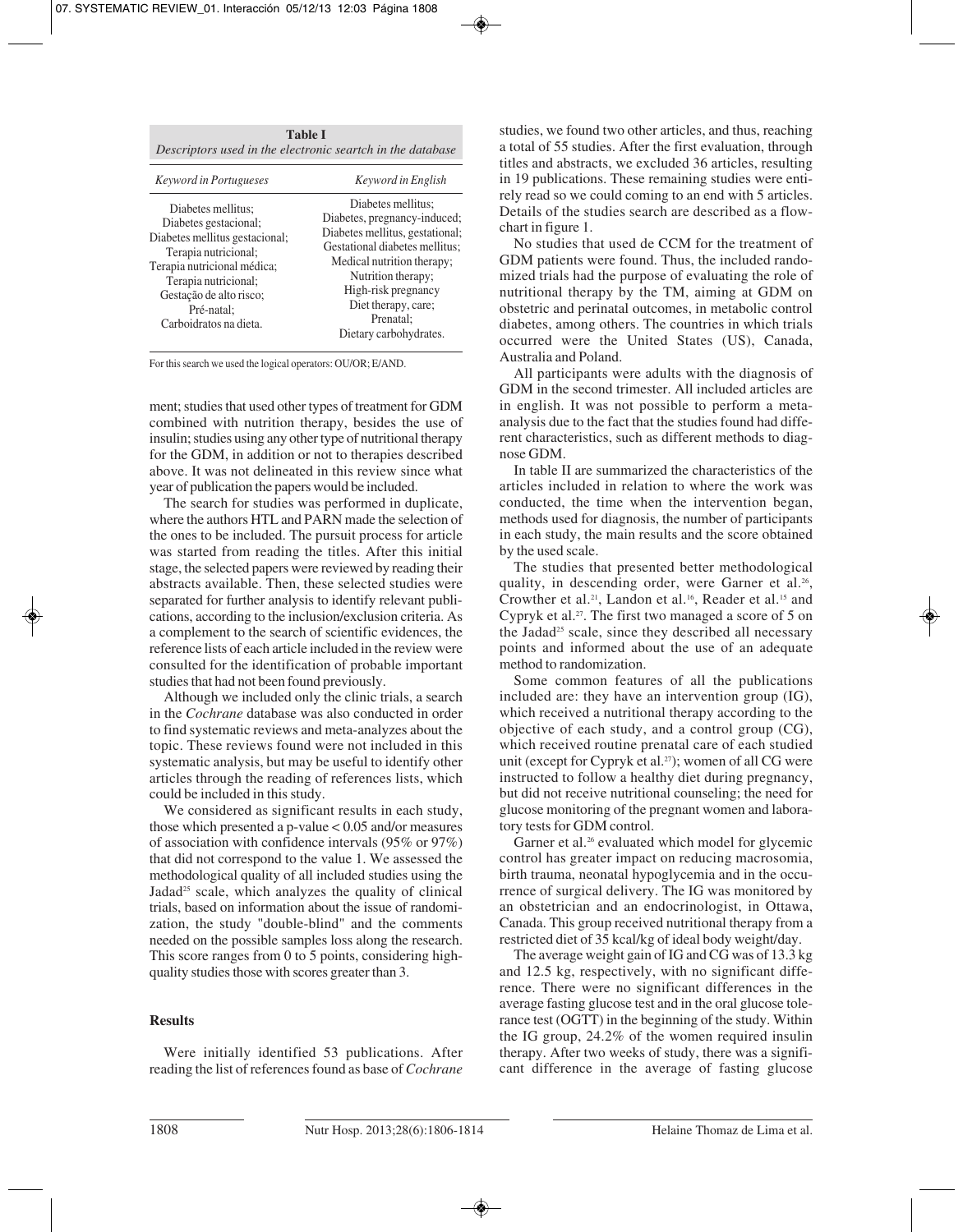**Table I**
*Descriptors used in the electronic searcth in the database*

| *Keyword in Portugueses* | *Keyword in English* |
|---|---|
| Diabetes mellitus;<br>Diabetes gestacional;<br>Diabetes mellitus gestacional;<br>Terapia nutricional;<br>Terapia nutricional médica;<br>Terapia nutricional;<br>Gestação de alto risco;<br>Pré-natal;<br>Carboidratos na dieta. | Diabetes mellitus;<br>Diabetes, pregnancy-induced;<br>Diabetes mellitus, gestational;<br>Gestational diabetes mellitus;<br>Medical nutrition therapy;<br>Nutrition therapy;<br>High-risk pregnancy<br>Diet therapy, care;<br>Prenatal;<br>Dietary carbohydrates. |

For this search we used the logical operators: OU/OR; E/AND.

ment; studies that used other types of treatment for GDM combined with nutrition therapy, besides the use of insulin; studies using any other type of nutritional therapy for the GDM, in addition or not to therapies described above. It was not delineated in this review since what year of publication the papers would be included.

The search for studies was performed in duplicate, where the authors HTL and PARN made the selection of the ones to be included. The pursuit process for article was started from reading the titles. After this initial stage, the selected papers were reviewed by reading their abstracts available. Then, these selected studies were separated for further analysis to identify relevant publications, according to the inclusion/exclusion criteria. As a complement to the search of scientific evidences, the reference lists of each article included in the review were consulted for the identification of probable important studies that had not been found previously.

Although we included only the clinic trials, a search in the *Cochrane* database was also conducted in order to find systematic reviews and meta-analyzes about the topic. These reviews found were not included in this systematic analysis, but may be useful to identify other articles through the reading of references lists, which could be included in this study.

We considered as significant results in each study, those which presented a p-value < 0.05 and/or measures of association with confidence intervals (95% or 97%) that did not correspond to the value 1. We assessed the methodological quality of all included studies using the Jadad[25] scale, which analyzes the quality of clinical trials, based on information about the issue of randomization, the study "double-blind" and the comments needed on the possible samples loss along the research. This score ranges from 0 to 5 points, considering high-quality studies those with scores greater than 3.

## Results

Were initially identified 53 publications. After reading the list of references found as base of *Cochrane* studies, we found two other articles, and thus, reaching a total of 55 studies. After the first evaluation, through titles and abstracts, we excluded 36 articles, resulting in 19 publications. These remaining studies were entirely read so we could coming to an end with 5 articles. Details of the studies search are described as a flowchart in figure 1.

No studies that used de CCM for the treatment of GDM patients were found. Thus, the included randomized trials had the purpose of evaluating the role of nutritional therapy by the TM, aiming at GDM on obstetric and perinatal outcomes, in metabolic control diabetes, among others. The countries in which trials occurred were the United States (US), Canada, Australia and Poland.

All participants were adults with the diagnosis of GDM in the second trimester. All included articles are in english. It was not possible to perform a meta-analysis due to the fact that the studies found had different characteristics, such as different methods to diagnose GDM.

In table II are summarized the characteristics of the articles included in relation to where the work was conducted, the time when the intervention began, methods used for diagnosis, the number of participants in each study, the main results and the score obtained by the used scale.

The studies that presented better methodological quality, in descending order, were Garner et al.[26], Crowther et al.[21], Landon et al.[16], Reader et al.[15] and Cypryk et al.[27]. The first two managed a score of 5 on the Jadad[25] scale, since they described all necessary points and informed about the use of an adequate method to randomization.

Some common features of all the publications included are: they have an intervention group (IG), which received a nutritional therapy according to the objective of each study, and a control group (CG), which received routine prenatal care of each studied unit (except for Cypryk et al.[27]); women of all CG were instructed to follow a healthy diet during pregnancy, but did not receive nutritional counseling; the need for glucose monitoring of the pregnant women and laboratory tests for GDM control.

Garner et al.[26] evaluated which model for glycemic control has greater impact on reducing macrosomia, birth trauma, neonatal hypoglycemia and in the occurrence of surgical delivery. The IG was monitored by an obstetrician and an endocrinologist, in Ottawa, Canada. This group received nutritional therapy from a restricted diet of 35 kcal/kg of ideal body weight/day.

The average weight gain of IG and CG was of 13.3 kg and 12.5 kg, respectively, with no significant difference. There were no significant differences in the average fasting glucose test and in the oral glucose tolerance test (OGTT) in the beginning of the study. Within the IG group, 24.2% of the women required insulin therapy. After two weeks of study, there was a significant difference in the average of fasting glucose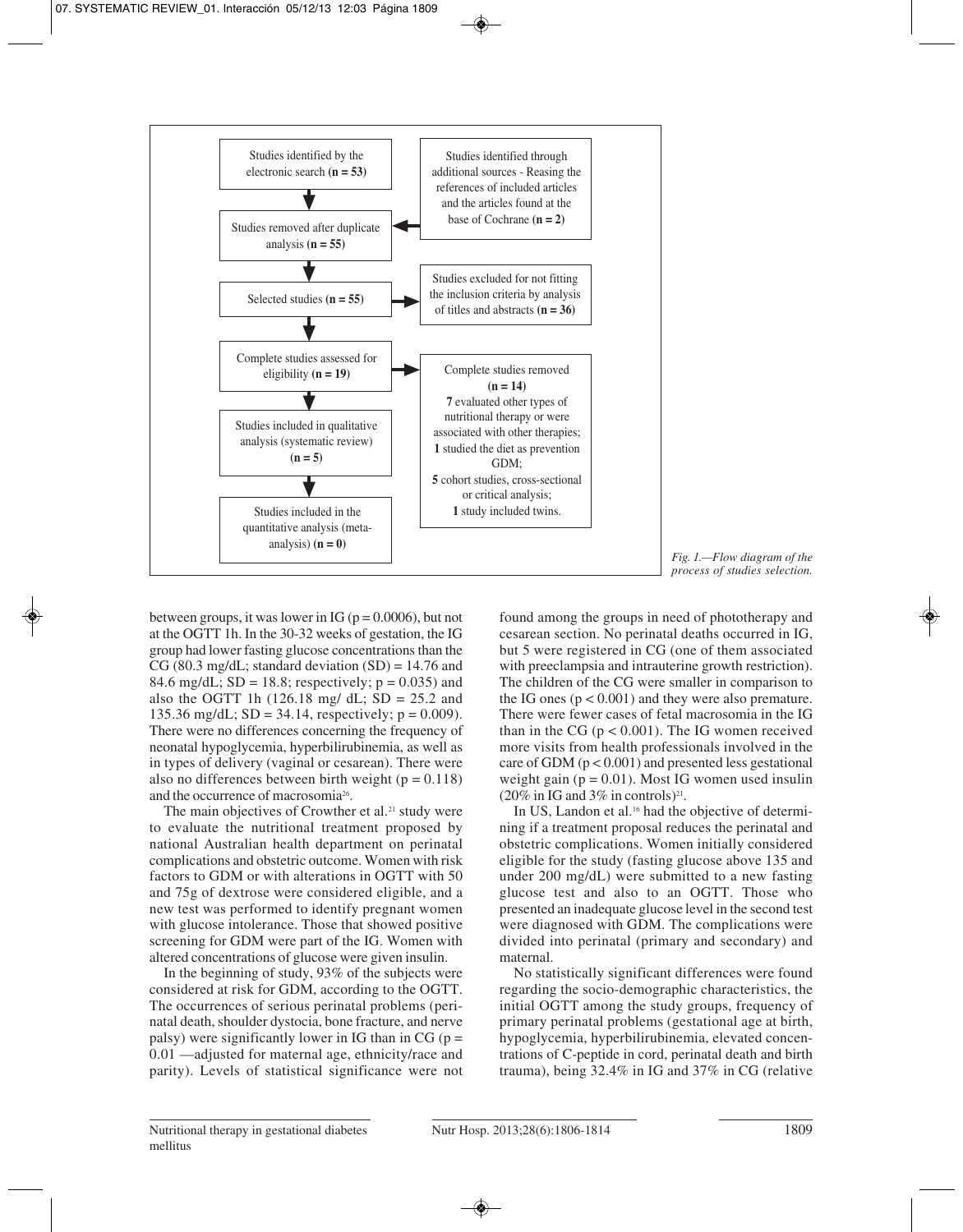Studies identified by the electronic search **(n = 53)**

Studies identified through additional sources - Reasing the references of included articles and the articles found at the base of Cochrane **(n = 2)**

Studies removed after duplicate analysis **(n = 55)**

Selected studies **(n = 55)**

Studies excluded for not fitting the inclusion criteria by analysis of titles and abstracts **(n = 36)**

Complete studies assessed for eligibility **(n = 19)**

Complete studies removed **(n = 14)**
**7** evaluated other types of nutritional therapy or were associated with other therapies;
**1** studied the diet as prevention GDM;
**5** cohort studies, cross-sectional or critical analysis;
**1** study included twins.

Studies included in qualitative analysis (systematic review) **(n = 5)**

Studies included in the quantitative analysis (meta-analysis) **(n = 0)**

*Fig. 1.—Flow diagram of the process of studies selection.*

between groups, it was lower in IG ($p = 0.0006$), but not at the OGTT 1h. In the 30-32 weeks of gestation, the IG group had lower fasting glucose concentrations than the CG (80.3 mg/dL; standard deviation (SD) = 14.76 and 84.6 mg/dL; SD = 18.8; respectively; $p = 0.035$) and also the OGTT 1h (126.18 mg/ dL; SD = 25.2 and 135.36 mg/dL; SD = 34.14, respectively; $p = 0.009$). There were no differences concerning the frequency of neonatal hypoglycemia, hyperbilirubinemia, as well as in types of delivery (vaginal or cesarean). There were also no differences between birth weight ($p = 0.118$) and the occurrence of macrosomia[26].

The main objectives of Crowther et al.[21] study were to evaluate the nutritional treatment proposed by national Australian health department on perinatal complications and obstetric outcome. Women with risk factors to GDM or with alterations in OGTT with 50 and 75g of dextrose were considered eligible, and a new test was performed to identify pregnant women with glucose intolerance. Those that showed positive screening for GDM were part of the IG. Women with altered concentrations of glucose were given insulin.

In the beginning of study, 93% of the subjects were considered at risk for GDM, according to the OGTT. The occurrences of serious perinatal problems (perinatal death, shoulder dystocia, bone fracture, and nerve palsy) were significantly lower in IG than in CG ($p = 0.01$ —adjusted for maternal age, ethnicity/race and parity). Levels of statistical significance were not found among the groups in need of phototherapy and cesarean section. No perinatal deaths occurred in IG, but 5 were registered in CG (one of them associated with preeclampsia and intrauterine growth restriction). The children of the CG were smaller in comparison to the IG ones ($p < 0.001$) and they were also premature. There were fewer cases of fetal macrosomia in the IG than in the CG ($p < 0.001$). The IG women received more visits from health professionals involved in the care of GDM ($p < 0.001$) and presented less gestational weight gain ($p = 0.01$). Most IG women used insulin (20% in IG and 3% in controls)[21].

In US, Landon et al.[16] had the objective of determining if a treatment proposal reduces the perinatal and obstetric complications. Women initially considered eligible for the study (fasting glucose above 135 and under 200 mg/dL) were submitted to a new fasting glucose test and also to an OGTT. Those who presented an inadequate glucose level in the second test were diagnosed with GDM. The complications were divided into perinatal (primary and secondary) and maternal.

No statistically significant differences were found regarding the socio-demographic characteristics, the initial OGTT among the study groups, frequency of primary perinatal problems (gestational age at birth, hypoglycemia, hyperbilirubinemia, elevated concentrations of C-peptide in cord, perinatal death and birth trauma), being 32.4% in IG and 37% in CG (relative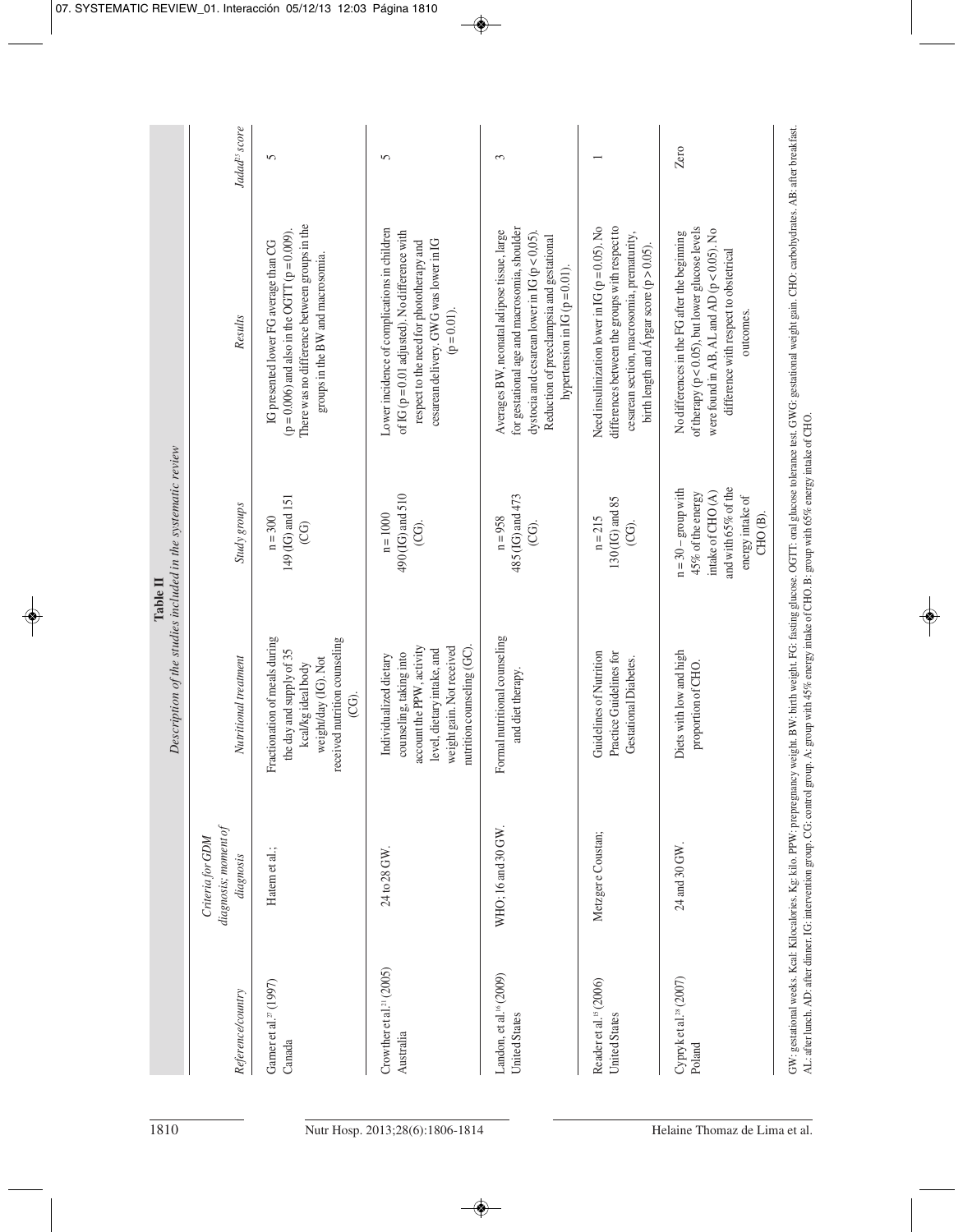**Table II**
*Description of the studies included in the systematic review*

| *Reference/country* | *Criteria for GDM diagnosis; moment of diagnosis* | *Nutritional treatment* | *Study groups* | *Results* | *Jadad[23] score* |
|---|---|---|---|---|---|
| Garner et al.[27] (1997) Canada | Hatem et al.; | Fractionation of meals during the day and supply of 35 kcal/kg ideal body weight/day (IG). Not received nutrition counseling (CG). | n = 300 149 (IG) and 151 (CG) | IG presented lower FG average than CG ($p = 0.006$) and also in the OGTT ($p = 0.009$). There was no difference between groups in the groups in the BW and macrosomia. | 5 |
| Crowther et al.[21] (2005) Australia | 24 to 28 GW. | Individualized dietary counseling, taking into account the PPW, activity level, dietary intake, and weight gain. Not received nutrition counseling (GC). | n = 1000 490 (IG) and 510 (CG). | Lower incidence of complications in children of IG ($p = 0.01$ adjusted). No difference with respect to the need for phototherapy and cesarean delivery. GWG was lower in IG ($p = 0.01$). | 5 |
| Landon, et al.[16] (2009) United States | WHO; 16 and 30 GW. | Formal nutritional counseling and diet therapy. | n = 958 485 (IG) and 473 (CG). | Averages BW, neonatal adipose tissue, large for gestational age and macrosomia, shoulder dystocia and cesarean lower in IG ($p < 0.05$). Reduction of preeclampsia and gestational hypertension in IG ($p = 0.01$). | 3 |
| Reader et al.[15] (2006) United States | Metzger e Coustan; | Guidelines of Nutrition Practice Guidelines for Gestational Diabetes. | n = 215 130 (IG) and 85 (CG). | Need insulinization lower in IG ($p = 0.05$). No differences between the groups with respect to cesarean section, macrosomia, prematurity, birth length and Ápgar score ($p > 0.05$). | 1 |
| Cypryk et al.[28] (2007) Poland | 24 and 30 GW. | Diets with low and high proportion of CHO. | n = 30 – group with 45% of the energy intake of CHO (A) and with 65% of the energy intake of CHO (B). | No differences in the FG after the beginning of therapy ($p < 0.05$), but lower glucose levels were found in AB, AL and AD ($p < 0.05$). No difference with respect to obstetrical outcomes. | Zero |

GW: gestational weeks. Kcal: Kilocalories. Kg: kilo. PPW: prepregnancy weight. BW: birth weight. FG: fasting glucose. OGTT: oral glucose tolerance test. GWG: gestational weight gain. CHO: carbohydrates. AB: after breakfast. AL: after lunch. AD: after dinner. IG: intervention group. CG: control group. A: group with 45% energy intake of CHO. B: group with 65% energy intake of CHO.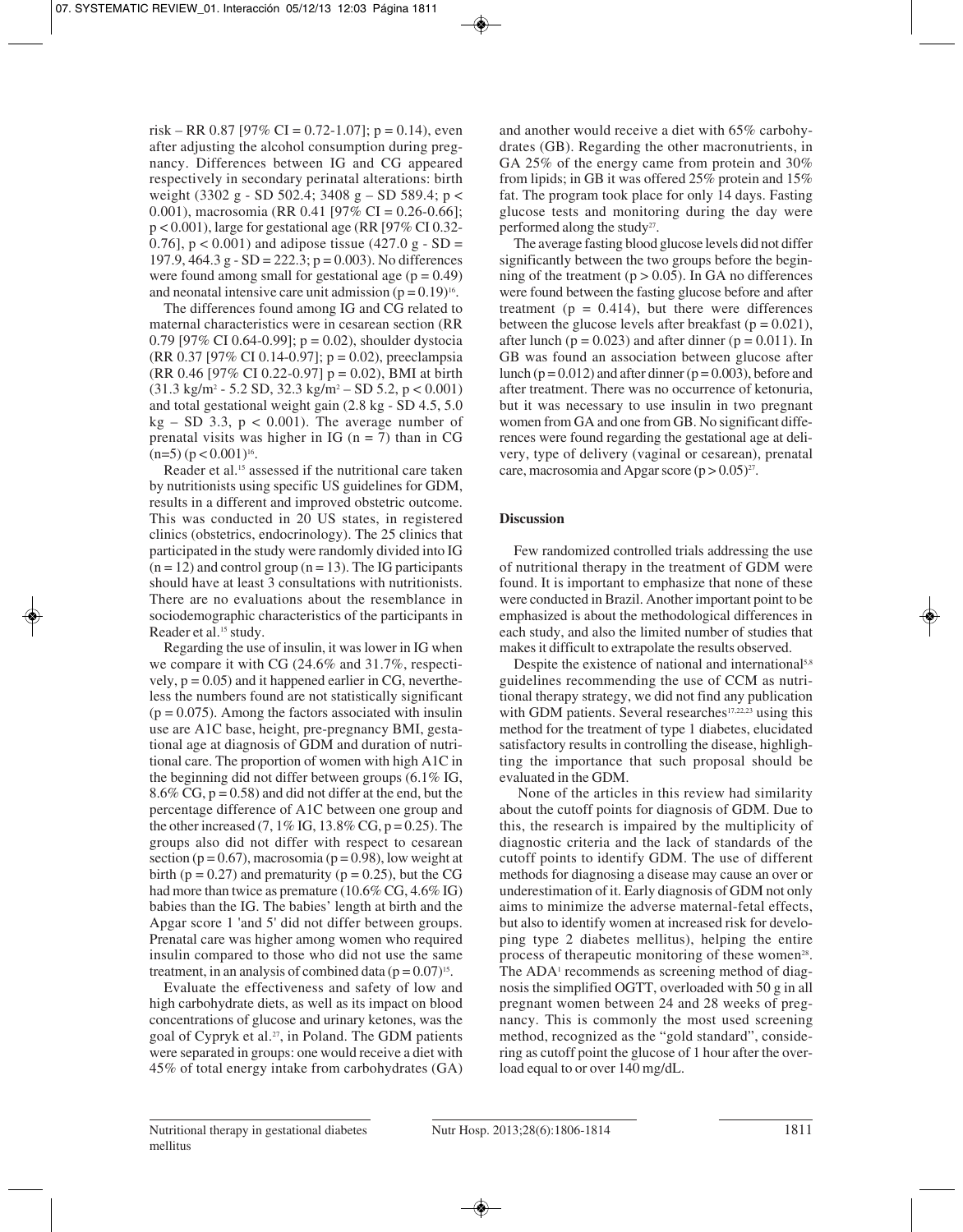risk – RR 0.87 [97% CI = 0.72-1.07]; p = 0.14), even after adjusting the alcohol consumption during pregnancy. Differences between IG and CG appeared respectively in secondary perinatal alterations: birth weight (3302 g - SD 502.4; 3408 g – SD 589.4; p < 0.001), macrosomia (RR 0.41 [97% CI = 0.26-0.66]; p < 0.001), large for gestational age (RR [97% CI 0.32-0.76], p < 0.001) and adipose tissue (427.0 g - SD = 197.9, 464.3 g - SD = 222.3; p = 0.003). No differences were found among small for gestational age (p = 0.49) and neonatal intensive care unit admission (p = 0.19)[16].

The differences found among IG and CG related to maternal characteristics were in cesarean section (RR 0.79 [97% CI 0.64-0.99]; p = 0.02), shoulder dystocia (RR 0.37 [97% CI 0.14-0.97]; p = 0.02), preeclampsia (RR 0.46 [97% CI 0.22-0.97] p = 0.02), BMI at birth (31.3 kg/m$^2$ - 5.2 SD, 32.3 kg/m$^2$ – SD 5.2, p < 0.001) and total gestational weight gain (2.8 kg - SD 4.5, 5.0 kg – SD 3.3, p < 0.001). The average number of prenatal visits was higher in IG (n = 7) than in CG (n=5) (p < 0.001)[16].

Reader et al.[15] assessed if the nutritional care taken by nutritionists using specific US guidelines for GDM, results in a different and improved obstetric outcome. This was conducted in 20 US states, in registered clinics (obstetrics, endocrinology). The 25 clinics that participated in the study were randomly divided into IG (n = 12) and control group (n = 13). The IG participants should have at least 3 consultations with nutritionists. There are no evaluations about the resemblance in sociodemographic characteristics of the participants in Reader et al.[15] study.

Regarding the use of insulin, it was lower in IG when we compare it with CG (24.6% and 31.7%, respectively, p = 0.05) and it happened earlier in CG, nevertheless the numbers found are not statistically significant (p = 0.075). Among the factors associated with insulin use are A1C base, height, pre-pregnancy BMI, gestational age at diagnosis of GDM and duration of nutritional care. The proportion of women with high A1C in the beginning did not differ between groups (6.1% IG, 8.6% CG, p = 0.58) and did not differ at the end, but the percentage difference of A1C between one group and the other increased (7, 1% IG, 13.8% CG, p = 0.25). The groups also did not differ with respect to cesarean section (p = 0.67), macrosomia (p = 0.98), low weight at birth (p = 0.27) and prematurity (p = 0.25), but the CG had more than twice as premature (10.6% CG, 4.6% IG) babies than the IG. The babies' length at birth and the Apgar score 1 'and 5' did not differ between groups. Prenatal care was higher among women who required insulin compared to those who did not use the same treatment, in an analysis of combined data (p = 0.07)[15].

Evaluate the effectiveness and safety of low and high carbohydrate diets, as well as its impact on blood concentrations of glucose and urinary ketones, was the goal of Cypryk et al.[27], in Poland. The GDM patients were separated in groups: one would receive a diet with 45% of total energy intake from carbohydrates (GA) and another would receive a diet with 65% carbohydrates (GB). Regarding the other macronutrients, in GA 25% of the energy came from protein and 30% from lipids; in GB it was offered 25% protein and 15% fat. The program took place for only 14 days. Fasting glucose tests and monitoring during the day were performed along the study[27].

The average fasting blood glucose levels did not differ significantly between the two groups before the beginning of the treatment (p > 0.05). In GA no differences were found between the fasting glucose before and after treatment (p = 0.414), but there were differences between the glucose levels after breakfast (p = 0.021), after lunch (p = 0.023) and after dinner (p = 0.011). In GB was found an association between glucose after lunch (p = 0.012) and after dinner (p = 0.003), before and after treatment. There was no occurrence of ketonuria, but it was necessary to use insulin in two pregnant women from GA and one from GB. No significant differences were found regarding the gestational age at delivery, type of delivery (vaginal or cesarean), prenatal care, macrosomia and Apgar score (p > 0.05)[27].

## Discussion

Few randomized controlled trials addressing the use of nutritional therapy in the treatment of GDM were found. It is important to emphasize that none of these were conducted in Brazil. Another important point to be emphasized is about the methodological differences in each study, and also the limited number of studies that makes it difficult to extrapolate the results observed.

Despite the existence of national and international[5,8] guidelines recommending the use of CCM as nutritional therapy strategy, we did not find any publication with GDM patients. Several researches[17,22,23] using this method for the treatment of type 1 diabetes, elucidated satisfactory results in controlling the disease, highlighting the importance that such proposal should be evaluated in the GDM.

None of the articles in this review had similarity about the cutoff points for diagnosis of GDM. Due to this, the research is impaired by the multiplicity of diagnostic criteria and the lack of standards of the cutoff points to identify GDM. The use of different methods for diagnosing a disease may cause an over or underestimation of it. Early diagnosis of GDM not only aims to minimize the adverse maternal-fetal effects, but also to identify women at increased risk for developing type 2 diabetes mellitus), helping the entire process of therapeutic monitoring of these women[28]. The ADA[1] recommends as screening method of diagnosis the simplified OGTT, overloaded with 50 g in all pregnant women between 24 and 28 weeks of pregnancy. This is commonly the most used screening method, recognized as the "gold standard", considering as cutoff point the glucose of 1 hour after the overload equal to or over 140 mg/dL.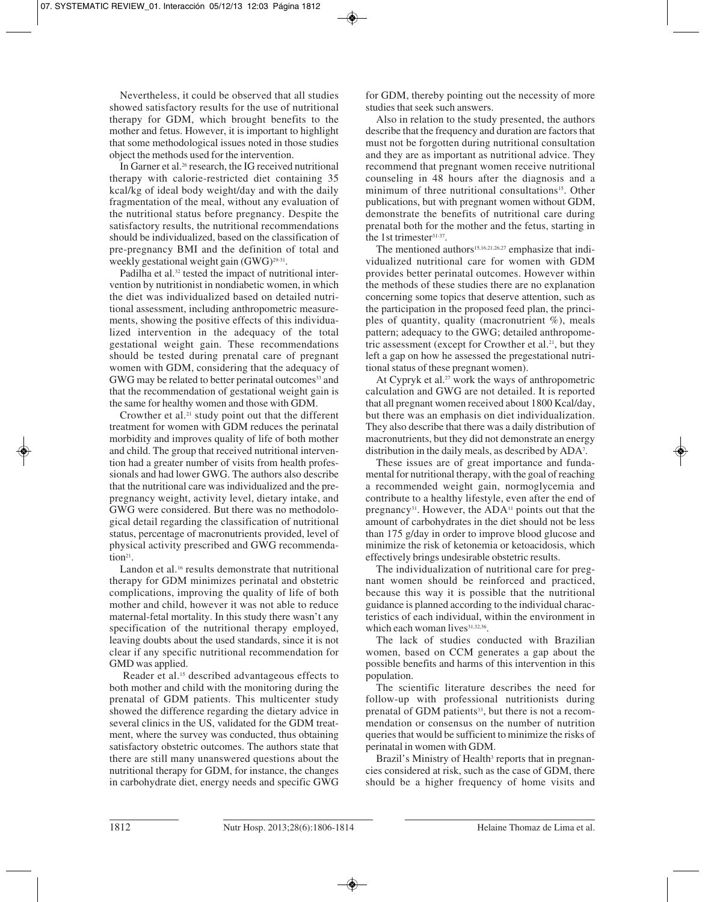Nevertheless, it could be observed that all studies showed satisfactory results for the use of nutritional therapy for GDM, which brought benefits to the mother and fetus. However, it is important to highlight that some methodological issues noted in those studies object the methods used for the intervention.

In Garner et al.[26] research, the IG received nutritional therapy with calorie-restricted diet containing 35 kcal/kg of ideal body weight/day and with the daily fragmentation of the meal, without any evaluation of the nutritional status before pregnancy. Despite the satisfactory results, the nutritional recommendations should be individualized, based on the classification of pre-pregnancy BMI and the definition of total and weekly gestational weight gain (GWG)[29-31].

Padilha et al.[32] tested the impact of nutritional intervention by nutritionist in nondiabetic women, in which the diet was individualized based on detailed nutritional assessment, including anthropometric measurements, showing the positive effects of this individualized intervention in the adequacy of the total gestational weight gain. These recommendations should be tested during prenatal care of pregnant women with GDM, considering that the adequacy of GWG may be related to better perinatal outcomes[33] and that the recommendation of gestational weight gain is the same for healthy women and those with GDM.

Crowther et al.[21] study point out that the different treatment for women with GDM reduces the perinatal morbidity and improves quality of life of both mother and child. The group that received nutritional intervention had a greater number of visits from health professionals and had lower GWG. The authors also describe that the nutritional care was individualized and the pre-pregnancy weight, activity level, dietary intake, and GWG were considered. But there was no methodological detail regarding the classification of nutritional status, percentage of macronutrients provided, level of physical activity prescribed and GWG recommendation[21].

Landon et al.[16] results demonstrate that nutritional therapy for GDM minimizes perinatal and obstetric complications, improving the quality of life of both mother and child, however it was not able to reduce maternal-fetal mortality. In this study there wasn't any specification of the nutritional therapy employed, leaving doubts about the used standards, since it is not clear if any specific nutritional recommendation for GMD was applied.

Reader et al.[15] described advantageous effects to both mother and child with the monitoring during the prenatal of GDM patients. This multicenter study showed the difference regarding the dietary advice in several clinics in the US, validated for the GDM treatment, where the survey was conducted, thus obtaining satisfactory obstetric outcomes. The authors state that there are still many unanswered questions about the nutritional therapy for GDM, for instance, the changes in carbohydrate diet, energy needs and specific GWG for GDM, thereby pointing out the necessity of more studies that seek such answers.

Also in relation to the study presented, the authors describe that the frequency and duration are factors that must not be forgotten during nutritional consultation and they are as important as nutritional advice. They recommend that pregnant women receive nutritional counseling in 48 hours after the diagnosis and a minimum of three nutritional consultations[15]. Other publications, but with pregnant women without GDM, demonstrate the benefits of nutritional care during prenatal both for the mother and the fetus, starting in the 1st trimester[31-37].

The mentioned authors[15,16,21,26,27] emphasize that individualized nutritional care for women with GDM provides better perinatal outcomes. However within the methods of these studies there are no explanation concerning some topics that deserve attention, such as the participation in the proposed feed plan, the principles of quantity, quality (macronutrient %), meals pattern; adequacy to the GWG; detailed anthropometric assessment (except for Crowther et al.[21], but they left a gap on how he assessed the pregestational nutritional status of these pregnant women).

At Cypryk et al.[27] work the ways of anthropometric calculation and GWG are not detailed. It is reported that all pregnant women received about 1800 Kcal/day, but there was an emphasis on diet individualization. They also describe that there was a daily distribution of macronutrients, but they did not demonstrate an energy distribution in the daily meals, as described by ADA[7].

These issues are of great importance and fundamental for nutritional therapy, with the goal of reaching a recommended weight gain, normoglycemia and contribute to a healthy lifestyle, even after the end of pregnancy[31]. However, the ADA[11] points out that the amount of carbohydrates in the diet should not be less than 175 g/day in order to improve blood glucose and minimize the risk of ketonemia or ketoacidosis, which effectively brings undesirable obstetric results.

The individualization of nutritional care for pregnant women should be reinforced and practiced, because this way it is possible that the nutritional guidance is planned according to the individual characteristics of each individual, within the environment in which each woman lives[31,32,36].

The lack of studies conducted with Brazilian women, based on CCM generates a gap about the possible benefits and harms of this intervention in this population.

The scientific literature describes the need for follow-up with professional nutritionists during prenatal of GDM patients[33], but there is not a recommendation or consensus on the number of nutrition queries that would be sufficient to minimize the risks of perinatal in women with GDM.

Brazil's Ministry of Health[3] reports that in pregnancies considered at risk, such as the case of GDM, there should be a higher frequency of home visits and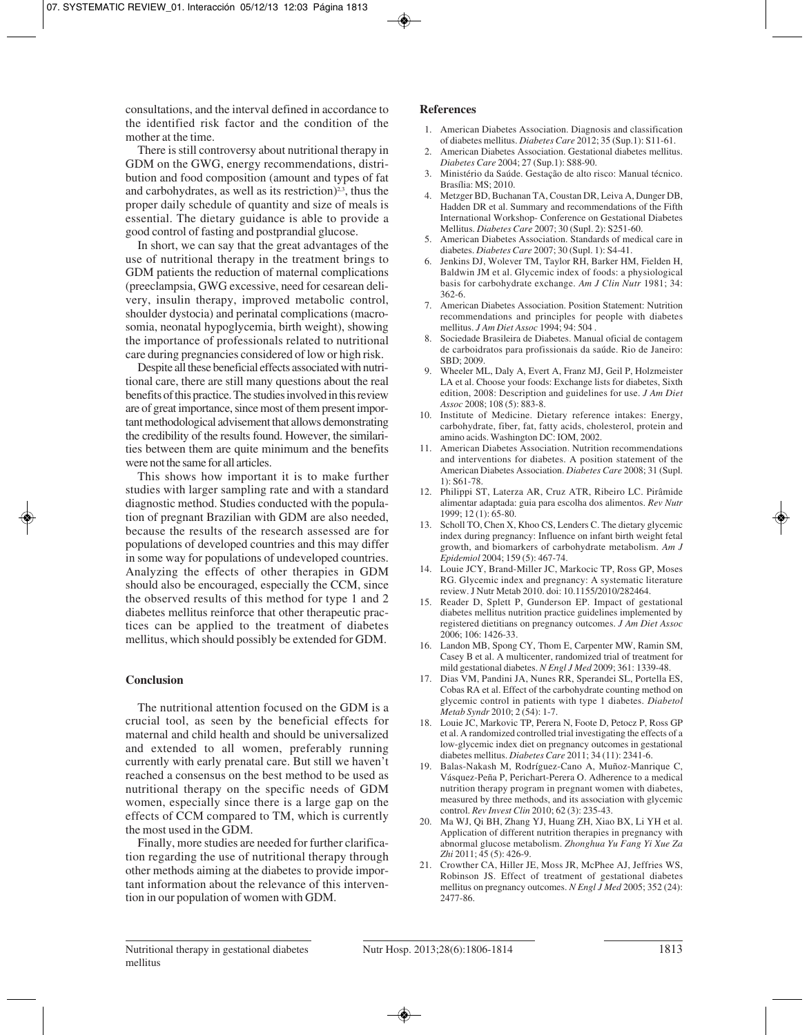consultations, and the interval defined in accordance to the identified risk factor and the condition of the mother at the time.

There is still controversy about nutritional therapy in GDM on the GWG, energy recommendations, distribution and food composition (amount and types of fat and carbohydrates, as well as its restriction)[2,3], thus the proper daily schedule of quantity and size of meals is essential. The dietary guidance is able to provide a good control of fasting and postprandial glucose.

In short, we can say that the great advantages of the use of nutritional therapy in the treatment brings to GDM patients the reduction of maternal complications (preeclampsia, GWG excessive, need for cesarean delivery, insulin therapy, improved metabolic control, shoulder dystocia) and perinatal complications (macrosomia, neonatal hypoglycemia, birth weight), showing the importance of professionals related to nutritional care during pregnancies considered of low or high risk.

Despite all these beneficial effects associated with nutritional care, there are still many questions about the real benefits of this practice. The studies involved in this review are of great importance, since most of them present important methodological advisement that allows demonstrating the credibility of the results found. However, the similarities between them are quite minimum and the benefits were not the same for all articles.

This shows how important it is to make further studies with larger sampling rate and with a standard diagnostic method. Studies conducted with the population of pregnant Brazilian with GDM are also needed, because the results of the research assessed are for populations of developed countries and this may differ in some way for populations of undeveloped countries. Analyzing the effects of other therapies in GDM should also be encouraged, especially the CCM, since the observed results of this method for type 1 and 2 diabetes mellitus reinforce that other therapeutic practices can be applied to the treatment of diabetes mellitus, which should possibly be extended for GDM.

## Conclusion

The nutritional attention focused on the GDM is a crucial tool, as seen by the beneficial effects for maternal and child health and should be universalized and extended to all women, preferably running currently with early prenatal care. But still we haven't reached a consensus on the best method to be used as nutritional therapy on the specific needs of GDM women, especially since there is a large gap on the effects of CCM compared to TM, which is currently the most used in the GDM.

Finally, more studies are needed for further clarification regarding the use of nutritional therapy through other methods aiming at the diabetes to provide important information about the relevance of this intervention in our population of women with GDM.

## References

1. American Diabetes Association. Diagnosis and classification of diabetes mellitus. *Diabetes Care* 2012; 35 (Sup.1): S11-61.
2. American Diabetes Association. Gestational diabetes mellitus. *Diabetes Care* 2004; 27 (Sup.1): S88-90.
3. Ministério da Saúde. Gestação de alto risco: Manual técnico. Brasília: MS; 2010.
4. Metzger BD, Buchanan TA, Coustan DR, Leiva A, Dunger DB, Hadden DR et al. Summary and recommendations of the Fifth International Workshop- Conference on Gestational Diabetes Mellitus. *Diabetes Care* 2007; 30 (Supl. 2): S251-60.
5. American Diabetes Association. Standards of medical care in diabetes. *Diabetes Care* 2007; 30 (Supl. 1): S4-41.
6. Jenkins DJ, Wolever TM, Taylor RH, Barker HM, Fielden H, Baldwin JM et al. Glycemic index of foods: a physiological basis for carbohydrate exchange. *Am J Clin Nutr* 1981; 34: 362-6.
7. American Diabetes Association. Position Statement: Nutrition recommendations and principles for people with diabetes mellitus. *J Am Diet Assoc* 1994; 94: 504 .
8. Sociedade Brasileira de Diabetes. Manual oficial de contagem de carboidratos para profissionais da saúde. Rio de Janeiro: SBD; 2009.
9. Wheeler ML, Daly A, Evert A, Franz MJ, Geil P, Holzmeister LA et al. Choose your foods: Exchange lists for diabetes, Sixth edition, 2008: Description and guidelines for use. *J Am Diet Assoc* 2008; 108 (5): 883-8.
10. Institute of Medicine. Dietary reference intakes: Energy, carbohydrate, fiber, fat, fatty acids, cholesterol, protein and amino acids. Washington DC: IOM, 2002.
11. American Diabetes Association. Nutrition recommendations and interventions for diabetes. A position statement of the American Diabetes Association. *Diabetes Care* 2008; 31 (Supl. 1): S61-78.
12. Philippi ST, Laterza AR, Cruz ATR, Ribeiro LC. Pirâmide alimentar adaptada: guia para escolha dos alimentos. *Rev Nutr* 1999; 12 (1): 65-80.
13. Scholl TO, Chen X, Khoo CS, Lenders C. The dietary glycemic index during pregnancy: Influence on infant birth weight fetal growth, and biomarkers of carbohydrate metabolism. *Am J Epidemiol* 2004; 159 (5): 467-74.
14. Louie JCY, Brand-Miller JC, Markocic TP, Ross GP, Moses RG. Glycemic index and pregnancy: A systematic literature review. J Nutr Metab 2010. doi: 10.1155/2010/282464.
15. Reader D, Splett P, Gunderson EP. Impact of gestational diabetes mellitus nutrition practice guidelines implemented by registered dietitians on pregnancy outcomes. *J Am Diet Assoc* 2006; 106: 1426-33.
16. Landon MB, Spong CY, Thom E, Carpenter MW, Ramin SM, Casey B et al. A multicenter, randomized trial of treatment for mild gestational diabetes. *N Engl J Med* 2009; 361: 1339-48.
17. Dias VM, Pandini JA, Nunes RR, Sperandei SL, Portella ES, Cobas RA et al. Effect of the carbohydrate counting method on glycemic control in patients with type 1 diabetes. *Diabetol Metab Syndr* 2010; 2 (54): 1-7.
18. Louie JC, Markovic TP, Perera N, Foote D, Petocz P, Ross GP et al. A randomized controlled trial investigating the effects of a low-glycemic index diet on pregnancy outcomes in gestational diabetes mellitus. *Diabetes Care* 2011; 34 (11): 2341-6.
19. Balas-Nakash M, Rodríguez-Cano A, Muñoz-Manrique C, Vásquez-Peña P, Perichart-Perera O. Adherence to a medical nutrition therapy program in pregnant women with diabetes, measured by three methods, and its association with glycemic control. *Rev Invest Clin* 2010; 62 (3): 235-43.
20. Ma WJ, Qi BH, Zhang YJ, Huang ZH, Xiao BX, Li YH et al. Application of different nutrition therapies in pregnancy with abnormal glucose metabolism. *Zhonghua Yu Fang Yi Xue Za Zhi* 2011; 45 (5): 426-9.
21. Crowther CA, Hiller JE, Moss JR, McPhee AJ, Jeffries WS, Robinson JS. Effect of treatment of gestational diabetes mellitus on pregnancy outcomes. *N Engl J Med* 2005; 352 (24): 2477-86.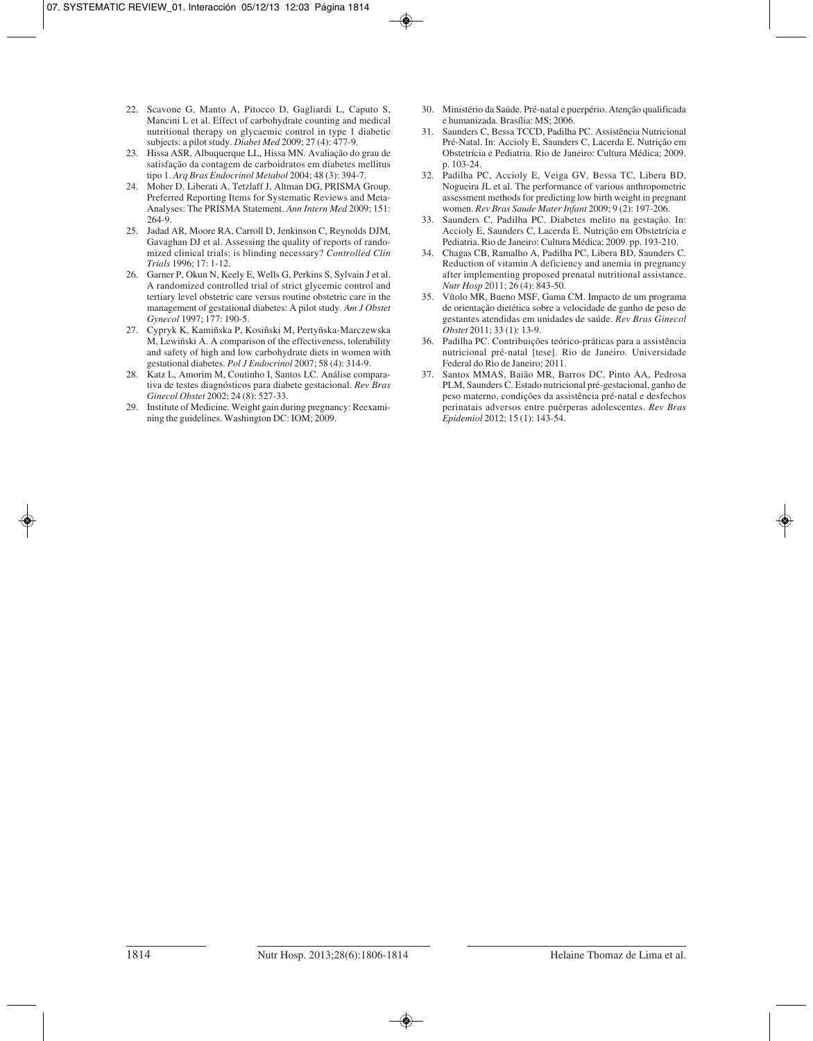22. Scavone G, Manto A, Pitocco D, Gagliardi L, Caputo S, Mancini L et al. Effect of carbohydrate counting and medical nutritional therapy on glycaemic control in type 1 diabetic subjects: a pilot study. *Diabet Med* 2009; 27 (4): 477-9.
23. Hissa ASR, Albuquerque LL, Hissa MN. Avaliação do grau de satisfação da contagem de carboidratos em diabetes mellitus tipo 1. *Arq Bras Endocrinol Metabol* 2004; 48 (3): 394-7.
24. Moher D, Liberati A, Tetzlaff J, Altman DG, PRISMA Group. Preferred Reporting Items for Systematic Reviews and Meta-Analyses: The PRISMA Statement. *Ann Intern Med* 2009; 151: 264-9.
25. Jadad AR, Moore RA, Carroll D, Jenkinson C, Reynolds DJM, Gavaghan DJ et al. Assessing the quality of reports of randomized clinical trials: is blinding necessary? *Controlled Clin Trials* 1996; 17: 1-12.
26. Garner P, Okun N, Keely E, Wells G, Perkins S, Sylvain J et al. A randomized controlled trial of strict glycemic control and tertiary level obstetric care versus routine obstetric care in the management of gestational diabetes: A pilot study. *Am J Obstet Gynecol* 1997; 177: 190-5.
27. Cypryk K, Kamiñska P, Kosiñski M, Pertyñska-Marczewska M, Lewiñski A. A comparison of the effectiveness, tolerability and safety of high and low carbohydrate diets in women with gestational diabetes. *Pol J Endocrinol* 2007; 58 (4): 314-9.
28. Katz L, Amorim M, Coutinho I, Santos LC. Análise comparativa de testes diagnósticos para diabete gestacional. *Rev Bras Ginecol Obstet* 2002; 24 (8): 527-33.
29. Institute of Medicine. Weight gain during pregnancy: Reexamining the guidelines. Washington DC: IOM; 2009.
30. Ministério da Saúde. Pré-natal e puerpério. Atenção qualificada e humanizada. Brasília: MS; 2006.
31. Saunders C, Bessa TCCD, Padilha PC. Assistência Nutricional Pré-Natal. In: Accioly E, Saunders C, Lacerda E. Nutrição em Obstetrícia e Pediatria. Rio de Janeiro: Cultura Médica; 2009. p. 103-24.
32. Padilha PC, Accioly E, Veiga GV, Bessa TC, Libera BD, Nogueira JL et al. The performance of various anthropometric assessment methods for predicting low birth weight in pregnant women. *Rev Bras Saude Mater Infant* 2009; 9 (2): 197-206.
33. Saunders C, Padilha PC. Diabetes melito na gestação. In: Accioly E, Saunders C, Lacerda E. Nutrição em Obstetrícia e Pediatria. Rio de Janeiro: Cultura Médica; 2009. pp. 193-210.
34. Chagas CB, Ramalho A, Padilha PC, Libera BD, Saunders C. Reduction of vitamin A deficiency and anemia in pregnancy after implementing proposed prenatal nutritional assistance. *Nutr Hosp* 2011; 26 (4): 843-50.
35. Vítolo MR, Bueno MSF, Gama CM. Impacto de um programa de orientação dietética sobre a velocidade de ganho de peso de gestantes atendidas em unidades de saúde. *Rev Bras Ginecol Obstet* 2011; 33 (1): 13-9.
36. Padilha PC. Contribuições teórico-práticas para a assistência nutricional pré-natal [tese]. Rio de Janeiro. Universidade Federal do Rio de Janeiro; 2011.
37. Santos MMAS, Baião MR, Barros DC, Pinto AA, Pedrosa PLM, Saunders C. Estado nutricional pré-gestacional, ganho de peso materno, condições da assistência pré-natal e desfechos perinatais adversos entre puérperas adolescentes. *Rev Bras Epidemiol* 2012; 15 (1): 143-54.